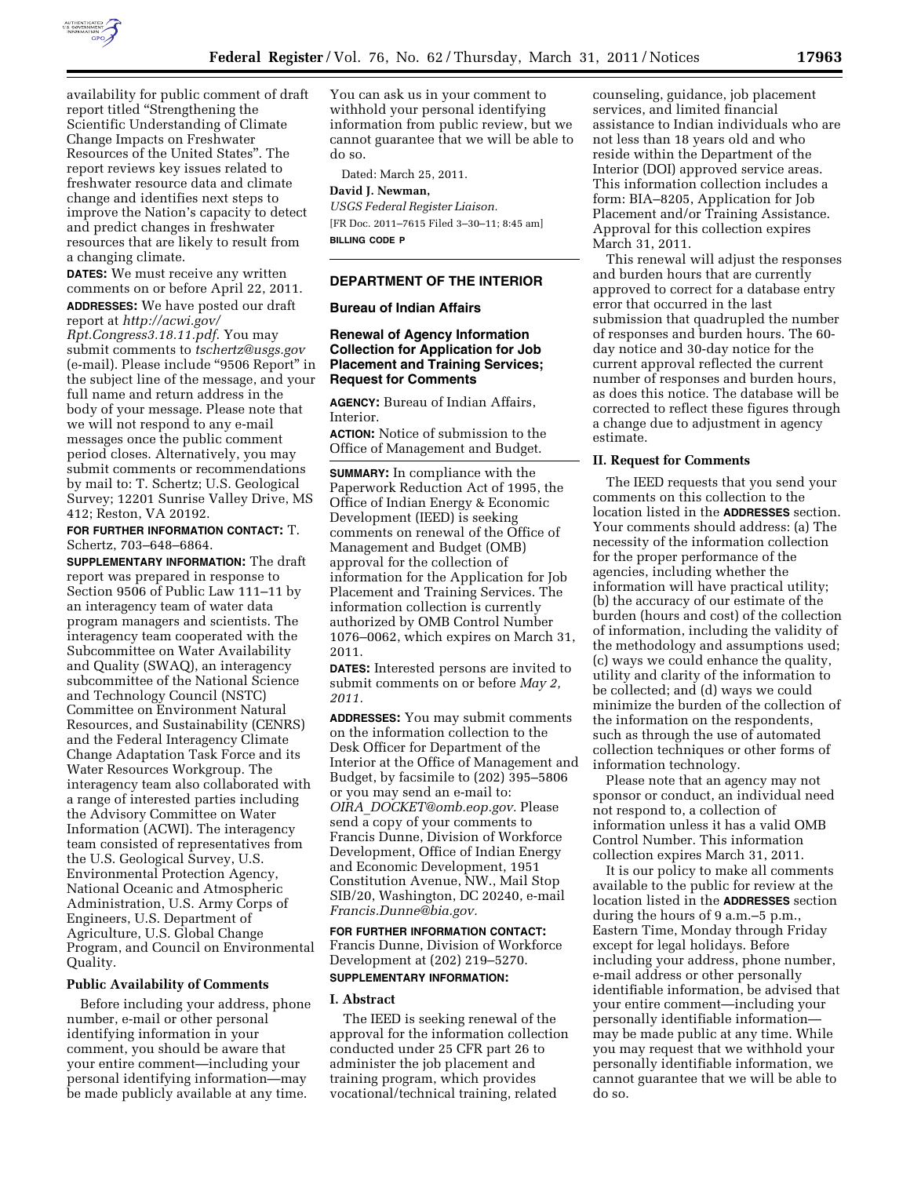availability for public comment of draft report titled "Strengthening the Scientific Understanding of Climate Change Impacts on Freshwater Resources of the United States". The report reviews key issues related to freshwater resource data and climate change and identifies next steps to improve the Nation's capacity to detect and predict changes in freshwater resources that are likely to result from a changing climate.

**DATES:** We must receive any written comments on or before April 22, 2011.

**ADDRESSES:** We have posted our draft report at *http://acwi.gov/Rpt.Congress3.18.11.pdf*. You may submit comments to *tschertz@usgs.gov* (e-mail). Please include "9506 Report" in the subject line of the message, and your full name and return address in the body of your message. Please note that we will not respond to any e-mail messages once the public comment period closes. Alternatively, you may submit comments or recommendations by mail to: T. Schertz; U.S. Geological Survey; 12201 Sunrise Valley Drive, MS 412; Reston, VA 20192.

**FOR FURTHER INFORMATION CONTACT:** T. Schertz, 703–648–6864.

**SUPPLEMENTARY INFORMATION:** The draft report was prepared in response to Section 9506 of Public Law 111–11 by an interagency team of water data program managers and scientists. The interagency team cooperated with the Subcommittee on Water Availability and Quality (SWAQ), an interagency subcommittee of the National Science and Technology Council (NSTC) Committee on Environment Natural Resources, and Sustainability (CENRS) and the Federal Interagency Climate Change Adaptation Task Force and its Water Resources Workgroup. The interagency team also collaborated with a range of interested parties including the Advisory Committee on Water Information (ACWI). The interagency team consisted of representatives from the U.S. Geological Survey, U.S. Environmental Protection Agency, National Oceanic and Atmospheric Administration, U.S. Army Corps of Engineers, U.S. Department of Agriculture, U.S. Global Change Program, and Council on Environmental Quality.

### Public Availability of Comments

Before including your address, phone number, e-mail or other personal identifying information in your comment, you should be aware that your entire comment—including your personal identifying information—may be made publicly available at any time. You can ask us in your comment to withhold your personal identifying information from public review, but we cannot guarantee that we will be able to do so.

Dated: March 25, 2011.

**David J. Newman,**

*USGS Federal Register Liaison.*

[FR Doc. 2011–7615 Filed 3–30–11; 8:45 am]

**BILLING CODE P**

---

## DEPARTMENT OF THE INTERIOR

### Bureau of Indian Affairs

### Renewal of Agency Information Collection for Application for Job Placement and Training Services; Request for Comments

**AGENCY:** Bureau of Indian Affairs, Interior.

**ACTION:** Notice of submission to the Office of Management and Budget.

**SUMMARY:** In compliance with the Paperwork Reduction Act of 1995, the Office of Indian Energy & Economic Development (IEED) is seeking comments on renewal of the Office of Management and Budget (OMB) approval for the collection of information for the Application for Job Placement and Training Services. The information collection is currently authorized by OMB Control Number 1076–0062, which expires on March 31, 2011.

**DATES:** Interested persons are invited to submit comments on or before *May 2, 2011*.

**ADDRESSES:** You may submit comments on the information collection to the Desk Officer for Department of the Interior at the Office of Management and Budget, by facsimile to (202) 395–5806 or you may send an e-mail to: *OIRA_DOCKET@omb.eop.gov.* Please send a copy of your comments to Francis Dunne, Division of Workforce Development, Office of Indian Energy and Economic Development, 1951 Constitution Avenue, NW., Mail Stop SIB/20, Washington, DC 20240, e-mail *Francis.Dunne@bia.gov.*

**FOR FURTHER INFORMATION CONTACT:** Francis Dunne, Division of Workforce Development at (202) 219–5270.

**SUPPLEMENTARY INFORMATION:**

### I. Abstract

The IEED is seeking renewal of the approval for the information collection conducted under 25 CFR part 26 to administer the job placement and training program, which provides vocational/technical training, related counseling, guidance, job placement services, and limited financial assistance to Indian individuals who are not less than 18 years old and who reside within the Department of the Interior (DOI) approved service areas. This information collection includes a form: BIA–8205, Application for Job Placement and/or Training Assistance. Approval for this collection expires March 31, 2011.

This renewal will adjust the responses and burden hours that are currently approved to correct for a database entry error that occurred in the last submission that quadrupled the number of responses and burden hours. The 60-day notice and 30-day notice for the current approval reflected the current number of responses and burden hours, as does this notice. The database will be corrected to reflect these figures through a change due to adjustment in agency estimate.

### II. Request for Comments

The IEED requests that you send your comments on this collection to the location listed in the **ADDRESSES** section. Your comments should address: (a) The necessity of the information collection for the proper performance of the agencies, including whether the information will have practical utility; (b) the accuracy of our estimate of the burden (hours and cost) of the collection of information, including the validity of the methodology and assumptions used; (c) ways we could enhance the quality, utility and clarity of the information to be collected; and (d) ways we could minimize the burden of the collection of the information on the respondents, such as through the use of automated collection techniques or other forms of information technology.

Please note that an agency may not sponsor or conduct, an individual need not respond to, a collection of information unless it has a valid OMB Control Number. This information collection expires March 31, 2011.

It is our policy to make all comments available to the public for review at the location listed in the **ADDRESSES** section during the hours of 9 a.m.–5 p.m., Eastern Time, Monday through Friday except for legal holidays. Before including your address, phone number, e-mail address or other personally identifiable information, be advised that your entire comment—including your personally identifiable information—may be made public at any time. While you may request that we withhold your personally identifiable information, we cannot guarantee that we will be able to do so.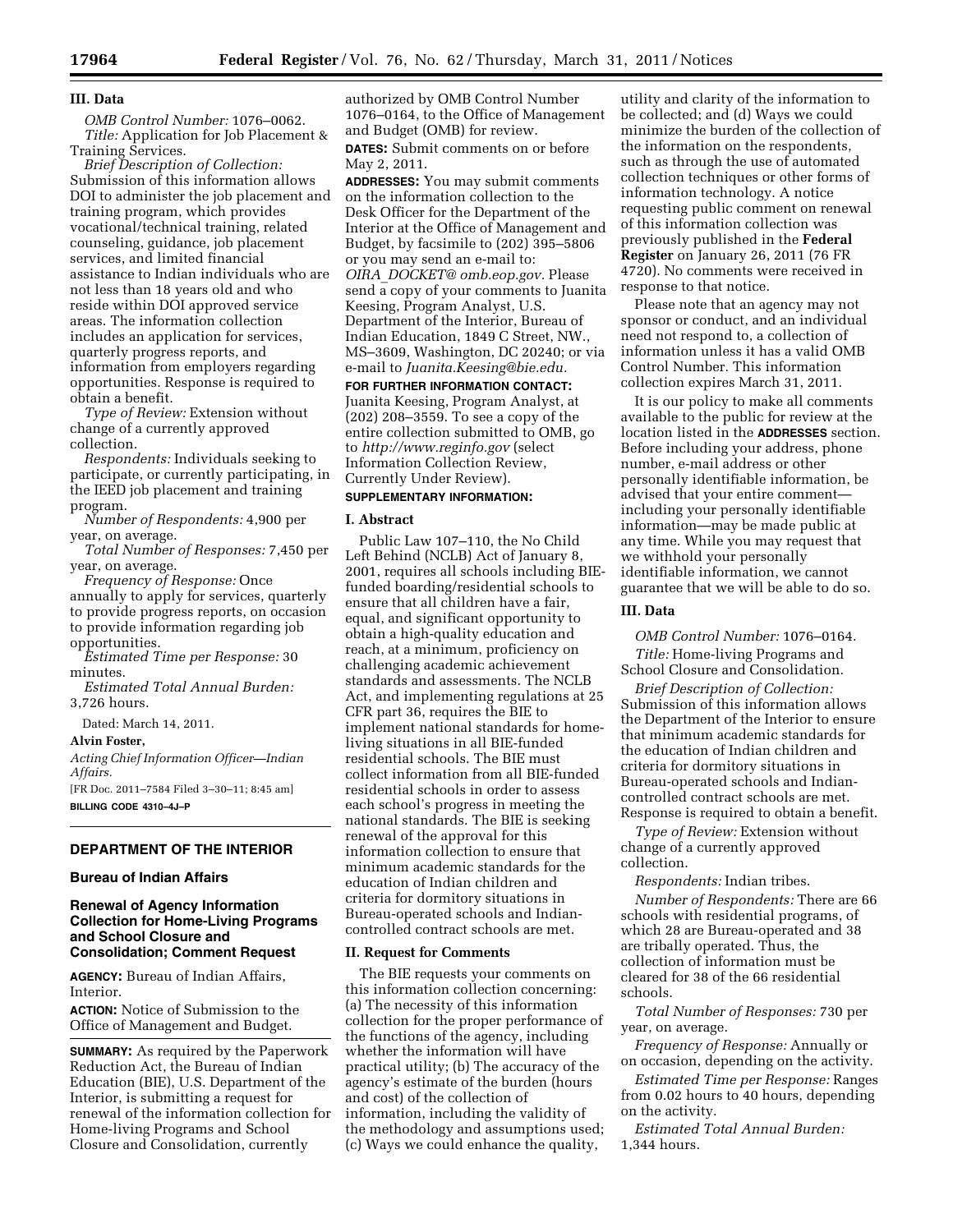## III. Data

*OMB Control Number:* 1076–0062.

*Title:* Application for Job Placement & Training Services.

*Brief Description of Collection:* Submission of this information allows DOI to administer the job placement and training program, which provides vocational/technical training, related counseling, guidance, job placement services, and limited financial assistance to Indian individuals who are not less than 18 years old and who reside within DOI approved service areas. The information collection includes an application for services, quarterly progress reports, and information from employers regarding opportunities. Response is required to obtain a benefit.

*Type of Review:* Extension without change of a currently approved collection.

*Respondents:* Individuals seeking to participate, or currently participating, in the IEED job placement and training program.

*Number of Respondents:* 4,900 per year, on average.

*Total Number of Responses:* 7,450 per year, on average.

*Frequency of Response:* Once annually to apply for services, quarterly to provide progress reports, on occasion to provide information regarding job opportunities.

*Estimated Time per Response:* 30 minutes.

*Estimated Total Annual Burden:* 3,726 hours.

Dated: March 14, 2011.

**Alvin Foster,**

*Acting Chief Information Officer—Indian Affairs.*

[FR Doc. 2011–7584 Filed 3–30–11; 8:45 am]

**BILLING CODE 4310–4J–P**

---

## DEPARTMENT OF THE INTERIOR

### Bureau of Indian Affairs

### Renewal of Agency Information Collection for Home-Living Programs and School Closure and Consolidation; Comment Request

**AGENCY:** Bureau of Indian Affairs, Interior.

**ACTION:** Notice of Submission to the Office of Management and Budget.

**SUMMARY:** As required by the Paperwork Reduction Act, the Bureau of Indian Education (BIE), U.S. Department of the Interior, is submitting a request for renewal of the information collection for Home-living Programs and School Closure and Consolidation, currently authorized by OMB Control Number 1076–0164, to the Office of Management and Budget (OMB) for review.

**DATES:** Submit comments on or before May 2, 2011.

**ADDRESSES:** You may submit comments on the information collection to the Desk Officer for the Department of the Interior at the Office of Management and Budget, by facsimile to (202) 395–5806 or you may send an e-mail to: *OIRA_DOCKET@ omb.eop.gov.* Please send a copy of your comments to Juanita Keesing, Program Analyst, U.S. Department of the Interior, Bureau of Indian Education, 1849 C Street, NW., MS–3609, Washington, DC 20240; or via e-mail to *Juanita.Keesing@bie.edu.*

**FOR FURTHER INFORMATION CONTACT:** Juanita Keesing, Program Analyst, at (202) 208–3559. To see a copy of the entire collection submitted to OMB, go to *http://www.reginfo.gov* (select Information Collection Review, Currently Under Review).

**SUPPLEMENTARY INFORMATION:**

## I. Abstract

Public Law 107–110, the No Child Left Behind (NCLB) Act of January 8, 2001, requires all schools including BIE-funded boarding/residential schools to ensure that all children have a fair, equal, and significant opportunity to obtain a high-quality education and reach, at a minimum, proficiency on challenging academic achievement standards and assessments. The NCLB Act, and implementing regulations at 25 CFR part 36, requires the BIE to implement national standards for home-living situations in all BIE-funded residential schools. The BIE must collect information from all BIE-funded residential schools in order to assess each school's progress in meeting the national standards. The BIE is seeking renewal of the approval for this information collection to ensure that minimum academic standards for the education of Indian children and criteria for dormitory situations in Bureau-operated schools and Indian-controlled contract schools are met.

## II. Request for Comments

The BIE requests your comments on this information collection concerning: (a) The necessity of this information collection for the proper performance of the functions of the agency, including whether the information will have practical utility; (b) The accuracy of the agency's estimate of the burden (hours and cost) of the collection of information, including the validity of the methodology and assumptions used; (c) Ways we could enhance the quality, utility and clarity of the information to be collected; and (d) Ways we could minimize the burden of the collection of the information on the respondents, such as through the use of automated collection techniques or other forms of information technology. A notice requesting public comment on renewal of this information collection was previously published in the **Federal Register** on January 26, 2011 (76 FR 4720). No comments were received in response to that notice.

Please note that an agency may not sponsor or conduct, and an individual need not respond to, a collection of information unless it has a valid OMB Control Number. This information collection expires March 31, 2011.

It is our policy to make all comments available to the public for review at the location listed in the **ADDRESSES** section. Before including your address, phone number, e-mail address or other personally identifiable information, be advised that your entire comment—including your personally identifiable information—may be made public at any time. While you may request that we withhold your personally identifiable information, we cannot guarantee that we will be able to do so.

## III. Data

*OMB Control Number:* 1076–0164.

*Title:* Home-living Programs and School Closure and Consolidation.

*Brief Description of Collection:* Submission of this information allows the Department of the Interior to ensure that minimum academic standards for the education of Indian children and criteria for dormitory situations in Bureau-operated schools and Indian-controlled contract schools are met. Response is required to obtain a benefit.

*Type of Review:* Extension without change of a currently approved collection.

*Respondents:* Indian tribes.

*Number of Respondents:* There are 66 schools with residential programs, of which 28 are Bureau-operated and 38 are tribally operated. Thus, the collection of information must be cleared for 38 of the 66 residential schools.

*Total Number of Responses:* 730 per year, on average.

*Frequency of Response:* Annually or on occasion, depending on the activity.

*Estimated Time per Response:* Ranges from 0.02 hours to 40 hours, depending on the activity.

*Estimated Total Annual Burden:* 1,344 hours.